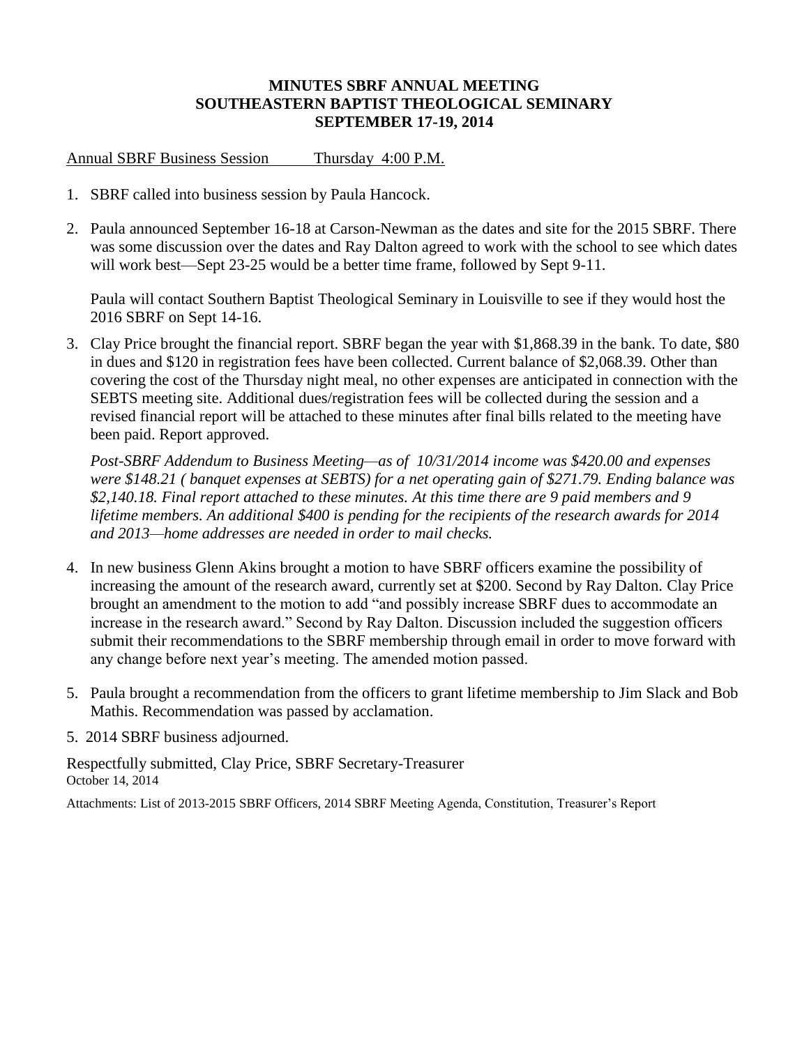# MINUTES SBRF ANNUAL MEETING
# SOUTHEASTERN BAPTIST THEOLOGICAL SEMINARY
# SEPTEMBER 17-19, 2014

Annual SBRF Business Session      Thursday 4:00 P.M.

1. SBRF called into business session by Paula Hancock.

2. Paula announced September 16-18 at Carson-Newman as the dates and site for the 2015 SBRF. There was some discussion over the dates and Ray Dalton agreed to work with the school to see which dates will work best—Sept 23-25 would be a better time frame, followed by Sept 9-11.

   Paula will contact Southern Baptist Theological Seminary in Louisville to see if they would host the 2016 SBRF on Sept 14-16.

3. Clay Price brought the financial report. SBRF began the year with $1,868.39 in the bank. To date, $80 in dues and $120 in registration fees have been collected. Current balance of $2,068.39. Other than covering the cost of the Thursday night meal, no other expenses are anticipated in connection with the SEBTS meeting site. Additional dues/registration fees will be collected during the session and a revised financial report will be attached to these minutes after final bills related to the meeting have been paid. Report approved.

   *Post-SBRF Addendum to Business Meeting—as of 10/31/2014 income was $420.00 and expenses were $148.21 ( banquet expenses at SEBTS) for a net operating gain of $271.79. Ending balance was $2,140.18. Final report attached to these minutes. At this time there are 9 paid members and 9 lifetime members. An additional $400 is pending for the recipients of the research awards for 2014 and 2013—home addresses are needed in order to mail checks.*

4. In new business Glenn Akins brought a motion to have SBRF officers examine the possibility of increasing the amount of the research award, currently set at $200. Second by Ray Dalton. Clay Price brought an amendment to the motion to add "and possibly increase SBRF dues to accommodate an increase in the research award." Second by Ray Dalton. Discussion included the suggestion officers submit their recommendations to the SBRF membership through email in order to move forward with any change before next year's meeting. The amended motion passed.

5. Paula brought a recommendation from the officers to grant lifetime membership to Jim Slack and Bob Mathis. Recommendation was passed by acclamation.

5. 2014 SBRF business adjourned.

Respectfully submitted, Clay Price, SBRF Secretary-Treasurer
October 14, 2014

Attachments: List of 2013-2015 SBRF Officers, 2014 SBRF Meeting Agenda, Constitution, Treasurer's Report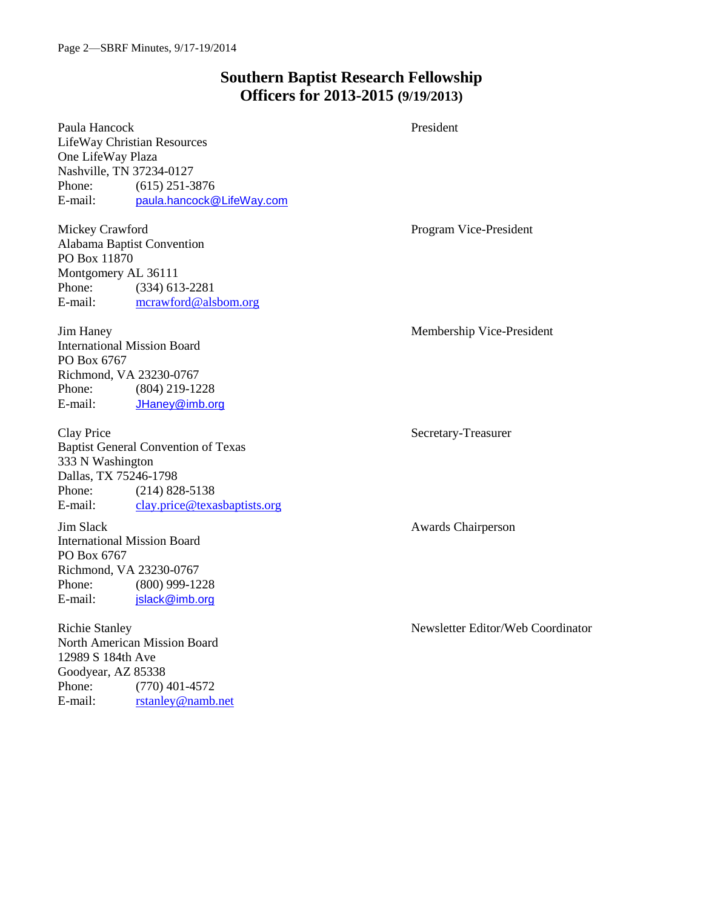# Southern Baptist Research Fellowship
## Officers for 2013-2015 (9/19/2013)

**President**
Paula Hancock
LifeWay Christian Resources
One LifeWay Plaza
Nashville, TN 37234-0127
Phone: (615) 251-3876
E-mail: paula.hancock@LifeWay.com

**Program Vice-President**
Mickey Crawford
Alabama Baptist Convention
PO Box 11870
Montgomery AL 36111
Phone: (334) 613-2281
E-mail: mcrawford@alsbom.org

**Membership Vice-President**
Jim Haney
International Mission Board
PO Box 6767
Richmond, VA 23230-0767
Phone: (804) 219-1228
E-mail: JHaney@imb.org

**Secretary-Treasurer**
Clay Price
Baptist General Convention of Texas
333 N Washington
Dallas, TX 75246-1798
Phone: (214) 828-5138
E-mail: clay.price@texasbaptists.org

**Awards Chairperson**
Jim Slack
International Mission Board
PO Box 6767
Richmond, VA 23230-0767
Phone: (800) 999-1228
E-mail: jslack@imb.org

**Newsletter Editor/Web Coordinator**
Richie Stanley
North American Mission Board
12989 S 184th Ave
Goodyear, AZ 85338
Phone: (770) 401-4572
E-mail: rstanley@namb.net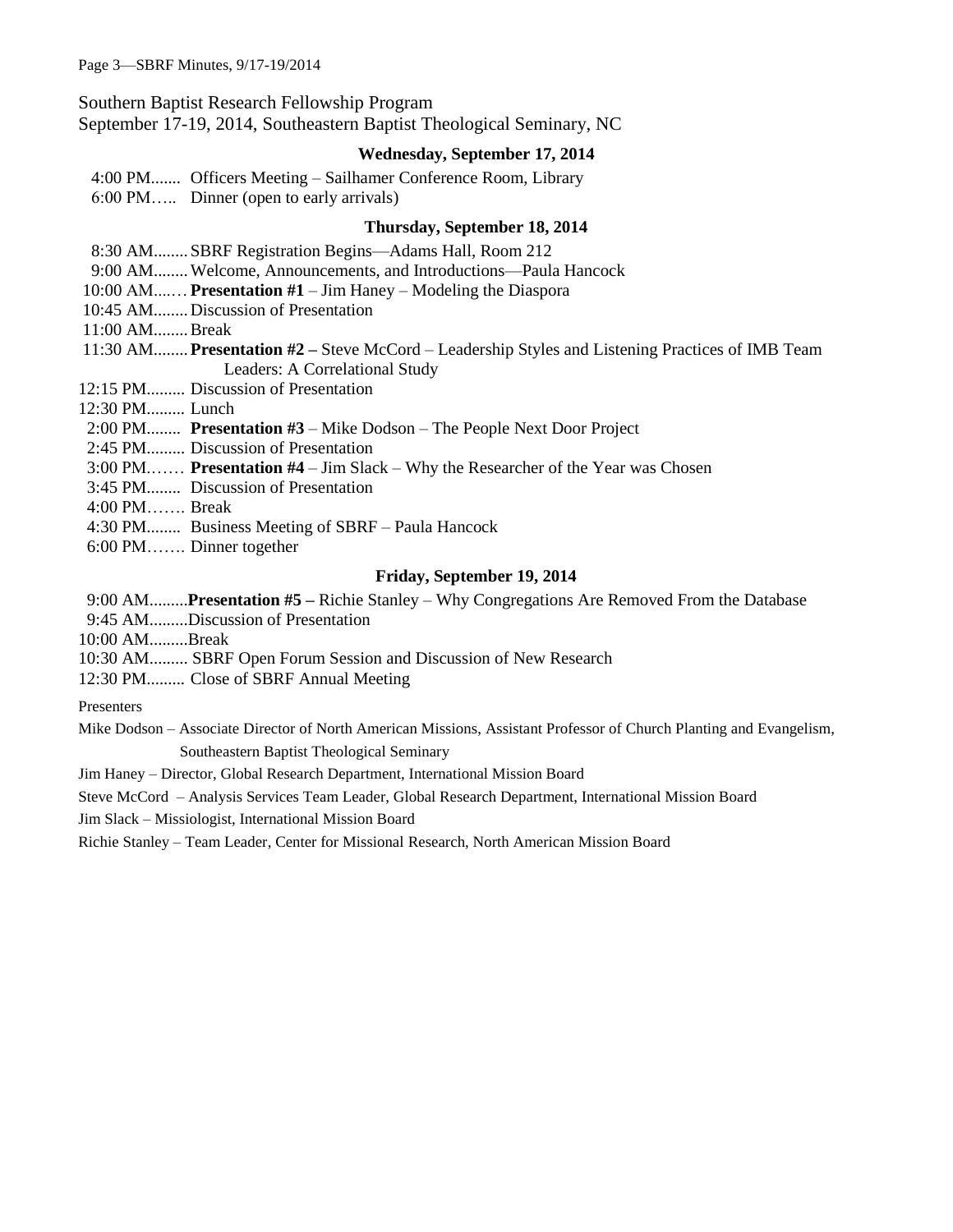Southern Baptist Research Fellowship Program
September 17-19, 2014, Southeastern Baptist Theological Seminary, NC

### Wednesday, September 17, 2014

4:00 PM....... Officers Meeting – Sailhamer Conference Room, Library
6:00 PM….. Dinner (open to early arrivals)

### Thursday, September 18, 2014

8:30 AM........ SBRF Registration Begins—Adams Hall, Room 212
9:00 AM........ Welcome, Announcements, and Introductions—Paula Hancock
10:00 AM...… **Presentation #1** – Jim Haney – Modeling the Diaspora
10:45 AM........ Discussion of Presentation
11:00 AM........ Break
11:30 AM........ **Presentation #2 –** Steve McCord – Leadership Styles and Listening Practices of IMB Team Leaders: A Correlational Study
12:15 PM......... Discussion of Presentation
12:30 PM......... Lunch
2:00 PM........ **Presentation #3** – Mike Dodson – The People Next Door Project
2:45 PM......... Discussion of Presentation
3:00 PM……. **Presentation #4** – Jim Slack – Why the Researcher of the Year was Chosen
3:45 PM........ Discussion of Presentation
4:00 PM……. Break
4:30 PM........ Business Meeting of SBRF – Paula Hancock
6:00 PM……. Dinner together

### Friday, September 19, 2014

9:00 AM.........**Presentation #5 –** Richie Stanley – Why Congregations Are Removed From the Database
9:45 AM.........Discussion of Presentation
10:00 AM.........Break
10:30 AM......... SBRF Open Forum Session and Discussion of New Research
12:30 PM......... Close of SBRF Annual Meeting

Presenters

Mike Dodson – Associate Director of North American Missions, Assistant Professor of Church Planting and Evangelism, Southeastern Baptist Theological Seminary

Jim Haney – Director, Global Research Department, International Mission Board

Steve McCord – Analysis Services Team Leader, Global Research Department, International Mission Board

Jim Slack – Missiologist, International Mission Board

Richie Stanley – Team Leader, Center for Missional Research, North American Mission Board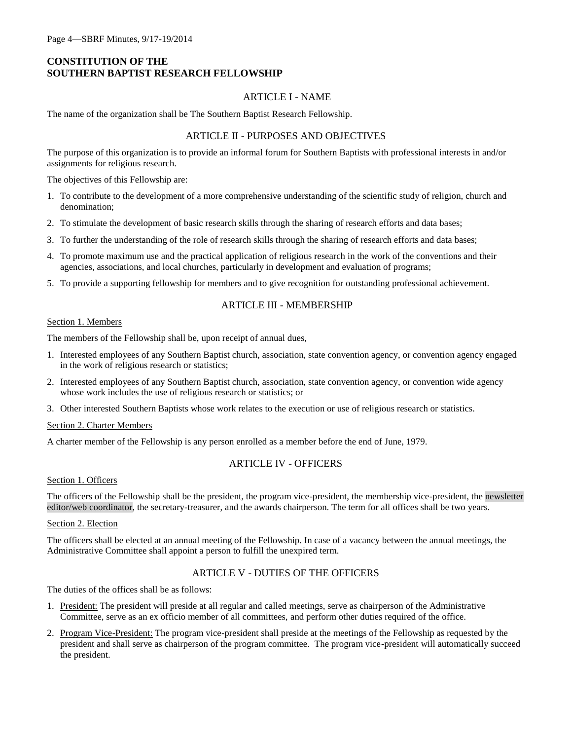# CONSTITUTION OF THE SOUTHERN BAPTIST RESEARCH FELLOWSHIP

## ARTICLE I - NAME

The name of the organization shall be The Southern Baptist Research Fellowship.

## ARTICLE II - PURPOSES AND OBJECTIVES

The purpose of this organization is to provide an informal forum for Southern Baptists with professional interests in and/or assignments for religious research.

The objectives of this Fellowship are:

1. To contribute to the development of a more comprehensive understanding of the scientific study of religion, church and denomination;
2. To stimulate the development of basic research skills through the sharing of research efforts and data bases;
3. To further the understanding of the role of research skills through the sharing of research efforts and data bases;
4. To promote maximum use and the practical application of religious research in the work of the conventions and their agencies, associations, and local churches, particularly in development and evaluation of programs;
5. To provide a supporting fellowship for members and to give recognition for outstanding professional achievement.

## ARTICLE III - MEMBERSHIP

### Section 1. Members

The members of the Fellowship shall be, upon receipt of annual dues,

1. Interested employees of any Southern Baptist church, association, state convention agency, or convention agency engaged in the work of religious research or statistics;
2. Interested employees of any Southern Baptist church, association, state convention agency, or convention wide agency whose work includes the use of religious research or statistics; or
3. Other interested Southern Baptists whose work relates to the execution or use of religious research or statistics.

### Section 2. Charter Members

A charter member of the Fellowship is any person enrolled as a member before the end of June, 1979.

## ARTICLE IV - OFFICERS

### Section 1. Officers

The officers of the Fellowship shall be the president, the program vice-president, the membership vice-president, the newsletter editor/web coordinator, the secretary-treasurer, and the awards chairperson. The term for all offices shall be two years.

### Section 2. Election

The officers shall be elected at an annual meeting of the Fellowship. In case of a vacancy between the annual meetings, the Administrative Committee shall appoint a person to fulfill the unexpired term.

## ARTICLE V - DUTIES OF THE OFFICERS

The duties of the offices shall be as follows:

1. President: The president will preside at all regular and called meetings, serve as chairperson of the Administrative Committee, serve as an ex officio member of all committees, and perform other duties required of the office.
2. Program Vice-President: The program vice-president shall preside at the meetings of the Fellowship as requested by the president and shall serve as chairperson of the program committee. The program vice-president will automatically succeed the president.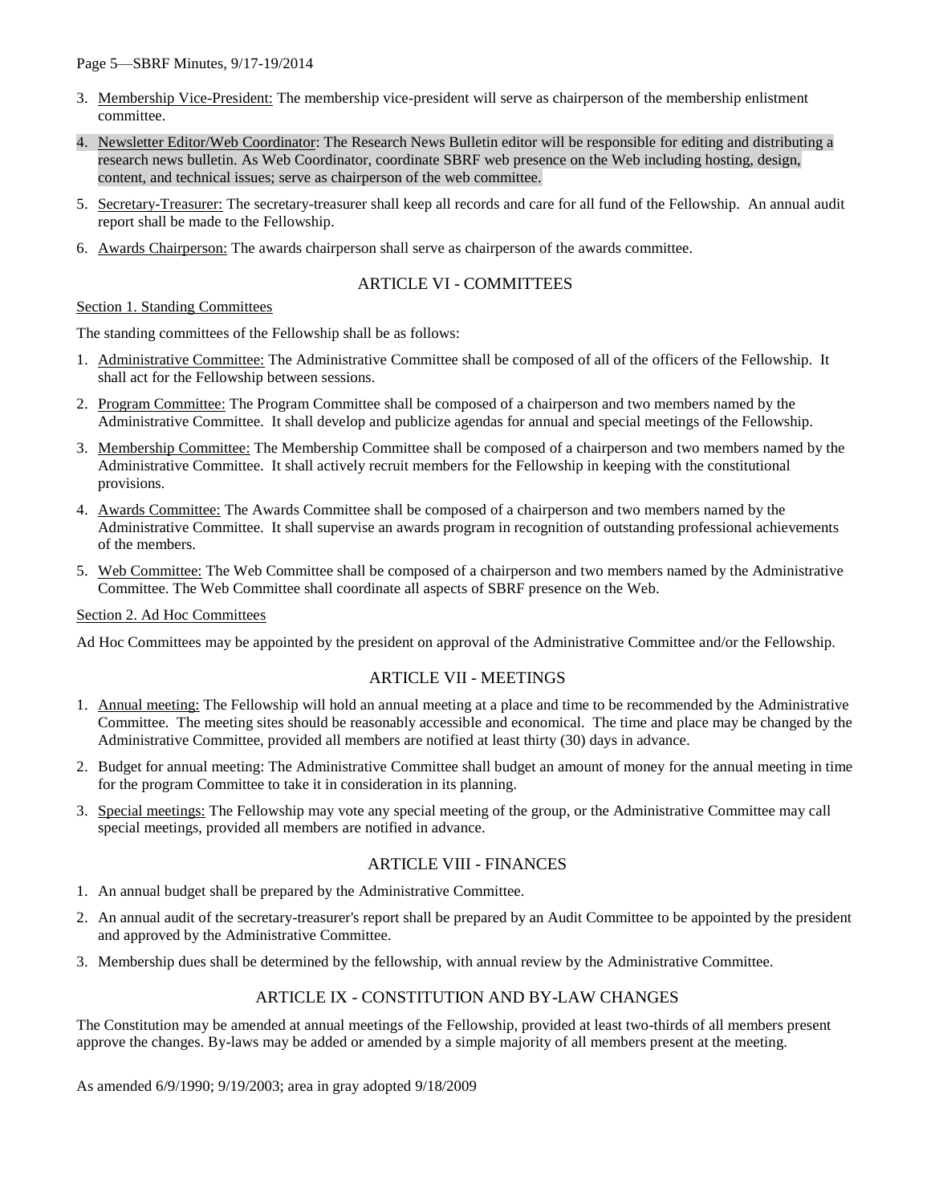3. Membership Vice-President: The membership vice-president will serve as chairperson of the membership enlistment committee.
4. Newsletter Editor/Web Coordinator: The Research News Bulletin editor will be responsible for editing and distributing a research news bulletin. As Web Coordinator, coordinate SBRF web presence on the Web including hosting, design, content, and technical issues; serve as chairperson of the web committee.
5. Secretary-Treasurer: The secretary-treasurer shall keep all records and care for all fund of the Fellowship. An annual audit report shall be made to the Fellowship.
6. Awards Chairperson: The awards chairperson shall serve as chairperson of the awards committee.

## ARTICLE VI - COMMITTEES

Section 1. Standing Committees

The standing committees of the Fellowship shall be as follows:

1. Administrative Committee: The Administrative Committee shall be composed of all of the officers of the Fellowship. It shall act for the Fellowship between sessions.
2. Program Committee: The Program Committee shall be composed of a chairperson and two members named by the Administrative Committee. It shall develop and publicize agendas for annual and special meetings of the Fellowship.
3. Membership Committee: The Membership Committee shall be composed of a chairperson and two members named by the Administrative Committee. It shall actively recruit members for the Fellowship in keeping with the constitutional provisions.
4. Awards Committee: The Awards Committee shall be composed of a chairperson and two members named by the Administrative Committee. It shall supervise an awards program in recognition of outstanding professional achievements of the members.
5. Web Committee: The Web Committee shall be composed of a chairperson and two members named by the Administrative Committee. The Web Committee shall coordinate all aspects of SBRF presence on the Web.

Section 2. Ad Hoc Committees

Ad Hoc Committees may be appointed by the president on approval of the Administrative Committee and/or the Fellowship.

## ARTICLE VII - MEETINGS

1. Annual meeting: The Fellowship will hold an annual meeting at a place and time to be recommended by the Administrative Committee. The meeting sites should be reasonably accessible and economical. The time and place may be changed by the Administrative Committee, provided all members are notified at least thirty (30) days in advance.
2. Budget for annual meeting: The Administrative Committee shall budget an amount of money for the annual meeting in time for the program Committee to take it in consideration in its planning.
3. Special meetings: The Fellowship may vote any special meeting of the group, or the Administrative Committee may call special meetings, provided all members are notified in advance.

## ARTICLE VIII - FINANCES

1. An annual budget shall be prepared by the Administrative Committee.
2. An annual audit of the secretary-treasurer's report shall be prepared by an Audit Committee to be appointed by the president and approved by the Administrative Committee.
3. Membership dues shall be determined by the fellowship, with annual review by the Administrative Committee.

## ARTICLE IX - CONSTITUTION AND BY-LAW CHANGES

The Constitution may be amended at annual meetings of the Fellowship, provided at least two-thirds of all members present approve the changes. By-laws may be added or amended by a simple majority of all members present at the meeting.

As amended 6/9/1990; 9/19/2003; area in gray adopted 9/18/2009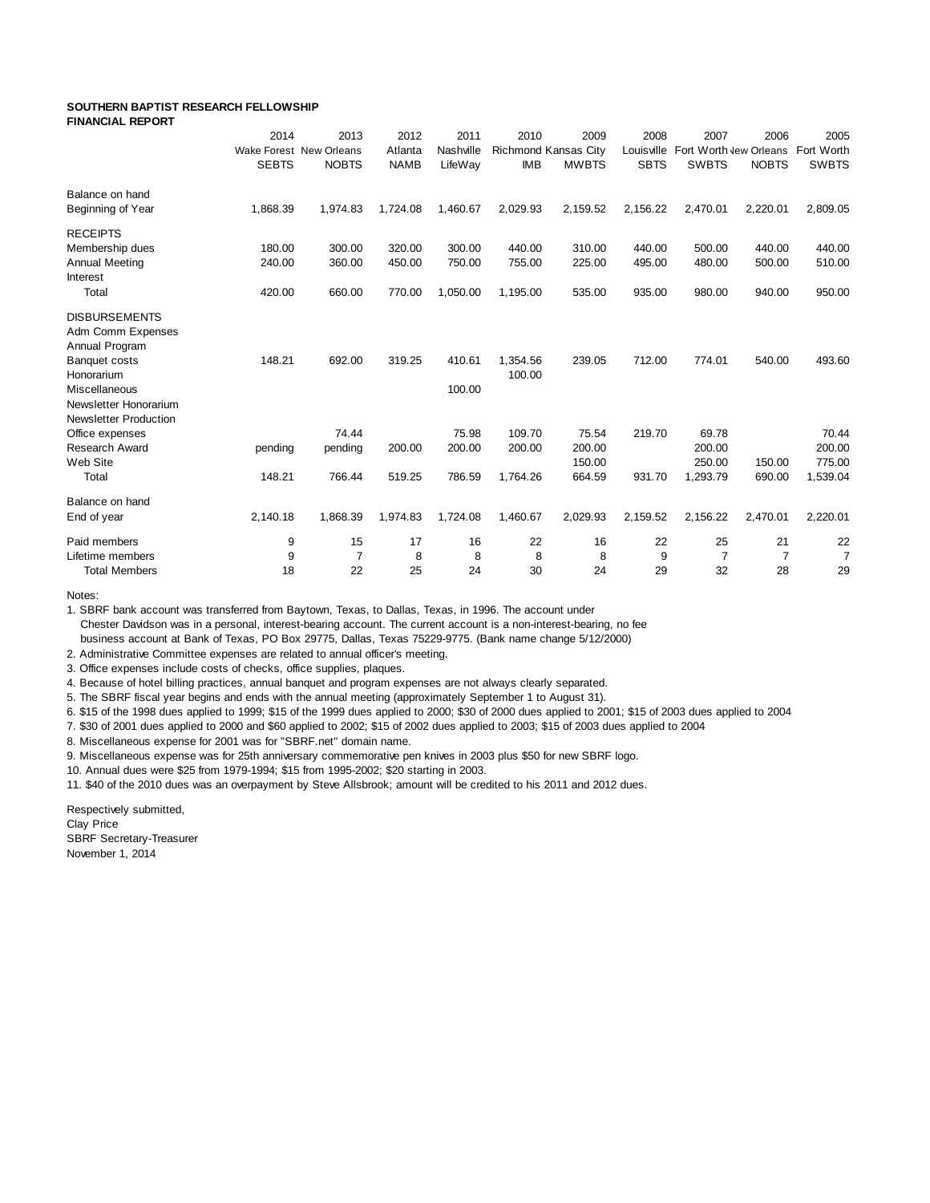**SOUTHERN BAPTIST RESEARCH FELLOWSHIP**
**FINANCIAL REPORT**

| | 2014 | 2013 | 2012 | 2011 | 2010 | 2009 | 2008 | 2007 | 2006 | 2005 |
|---|---|---|---|---|---|---|---|---|---|---|
| | Wake Forest | New Orleans | Atlanta | Nashville | Richmond | Kansas City | Louisville | Fort Worth | New Orleans | Fort Worth |
| | SEBTS | NOBTS | NAMB | LifeWay | IMB | MWBTS | SBTS | SWBTS | NOBTS | SWBTS |
| Balance on hand | | | | | | | | | | |
| Beginning of Year | 1,868.39 | 1,974.83 | 1,724.08 | 1,460.67 | 2,029.93 | 2,159.52 | 2,156.22 | 2,470.01 | 2,220.01 | 2,809.05 |
| RECEIPTS | | | | | | | | | | |
| Membership dues | 180.00 | 300.00 | 320.00 | 300.00 | 440.00 | 310.00 | 440.00 | 500.00 | 440.00 | 440.00 |
| Annual Meeting | 240.00 | 360.00 | 450.00 | 750.00 | 755.00 | 225.00 | 495.00 | 480.00 | 500.00 | 510.00 |
| Interest | | | | | | | | | | |
| Total | 420.00 | 660.00 | 770.00 | 1,050.00 | 1,195.00 | 535.00 | 935.00 | 980.00 | 940.00 | 950.00 |
| DISBURSEMENTS | | | | | | | | | | |
| Adm Comm Expenses | | | | | | | | | | |
| Annual Program | | | | | | | | | | |
| Banquet costs | 148.21 | 692.00 | 319.25 | 410.61 | 1,354.56 | 239.05 | 712.00 | 774.01 | 540.00 | 493.60 |
| Honorarium | | | | | 100.00 | | | | | |
| Miscellaneous | | | | 100.00 | | | | | | |
| Newsletter Honorarium | | | | | | | | | | |
| Newsletter Production | | | | | | | | | | |
| Office expenses | | 74.44 | | 75.98 | 109.70 | 75.54 | 219.70 | 69.78 | | 70.44 |
| Research Award | pending | pending | 200.00 | 200.00 | 200.00 | 200.00 | | 200.00 | | 200.00 |
| Web Site | | | | | | 150.00 | | 250.00 | 150.00 | 775.00 |
| Total | 148.21 | 766.44 | 519.25 | 786.59 | 1,764.26 | 664.59 | 931.70 | 1,293.79 | 690.00 | 1,539.04 |
| Balance on hand | | | | | | | | | | |
| End of year | 2,140.18 | 1,868.39 | 1,974.83 | 1,724.08 | 1,460.67 | 2,029.93 | 2,159.52 | 2,156.22 | 2,470.01 | 2,220.01 |
| Paid members | 9 | 15 | 17 | 16 | 22 | 16 | 22 | 25 | 21 | 22 |
| Lifetime members | 9 | 7 | 8 | 8 | 8 | 8 | 9 | 7 | 7 | 7 |
| Total Members | 18 | 22 | 25 | 24 | 30 | 24 | 29 | 32 | 28 | 29 |

Notes:

1. SBRF bank account was transferred from Baytown, Texas, to Dallas, Texas, in 1996. The account under Chester Davidson was in a personal, interest-bearing account. The current account is a non-interest-bearing, no fee business account at Bank of Texas, PO Box 29775, Dallas, Texas 75229-9775. (Bank name change 5/12/2000)
2. Administrative Committee expenses are related to annual officer's meeting.
3. Office expenses include costs of checks, office supplies, plaques.
4. Because of hotel billing practices, annual banquet and program expenses are not always clearly separated.
5. The SBRF fiscal year begins and ends with the annual meeting (approximately September 1 to August 31).
6. $15 of the 1998 dues applied to 1999; $15 of the 1999 dues applied to 2000; $30 of 2000 dues applied to 2001; $15 of 2003 dues applied to 2004
7. $30 of 2001 dues applied to 2000 and $60 applied to 2002; $15 of 2002 dues applied to 2003; $15 of 2003 dues applied to 2004
8. Miscellaneous expense for 2001 was for "SBRF.net" domain name.
9. Miscellaneous expense was for 25th anniversary commemorative pen knives in 2003 plus $50 for new SBRF logo.
10. Annual dues were $25 from 1979-1994; $15 from 1995-2002; $20 starting in 2003.
11. $40 of the 2010 dues was an overpayment by Steve Allsbrook; amount will be credited to his 2011 and 2012 dues.

Respectively submitted,
Clay Price
SBRF Secretary-Treasurer
November 1, 2014